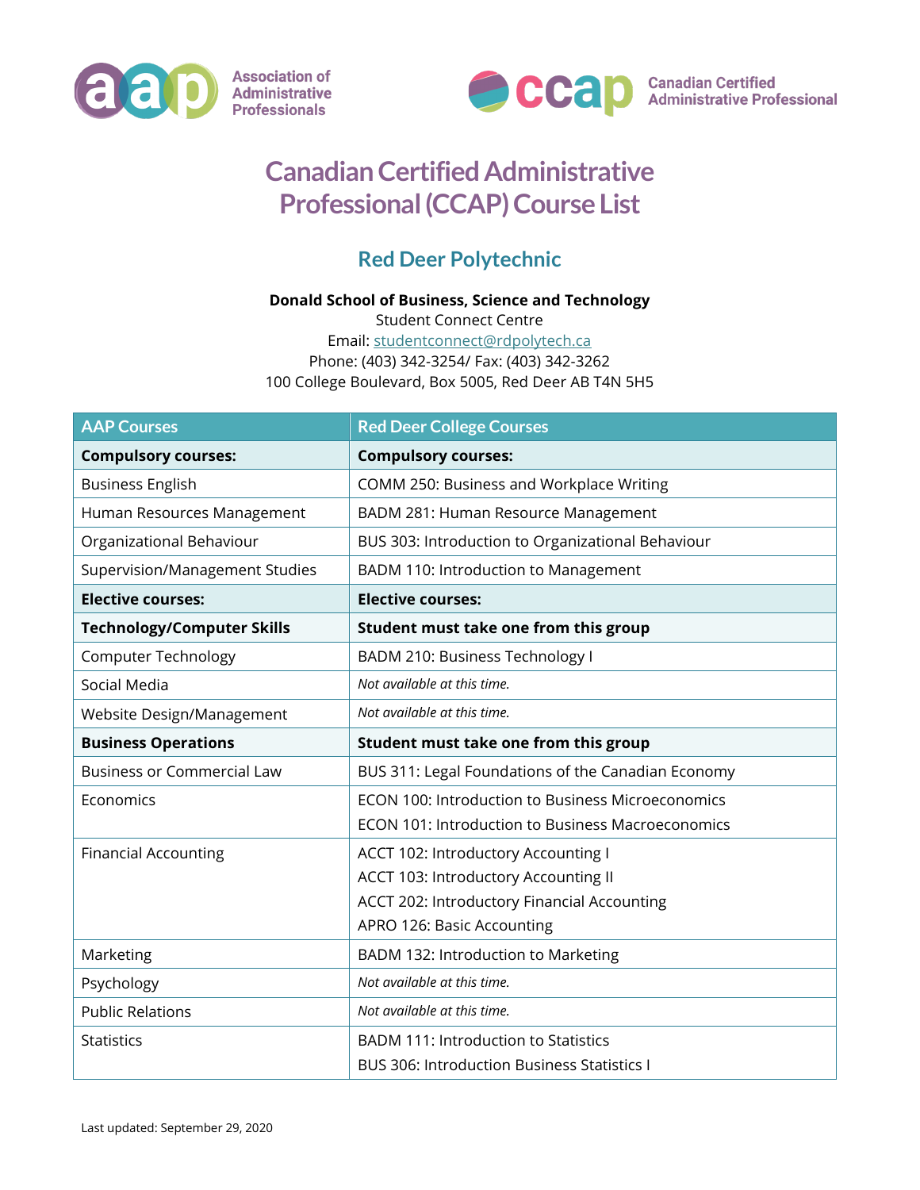Association of Administrative Professionals

Canadian Certified Administrative Professional

# Canadian Certified Administrative Professional (CCAP) Course List

## Red Deer Polytechnic

**Donald School of Business, Science and Technology**
Student Connect Centre
Email: studentconnect@rdpolytech.ca
Phone: (403) 342-3254/ Fax: (403) 342-3262
100 College Boulevard, Box 5005, Red Deer AB T4N 5H5

| AAP Courses | Red Deer College Courses |
|---|---|
| **Compulsory courses:** | **Compulsory courses:** |
| Business English | COMM 250: Business and Workplace Writing |
| Human Resources Management | BADM 281: Human Resource Management |
| Organizational Behaviour | BUS 303: Introduction to Organizational Behaviour |
| Supervision/Management Studies | BADM 110: Introduction to Management |
| **Elective courses:** | **Elective courses:** |
| **Technology/Computer Skills** | **Student must take one from this group** |
| Computer Technology | BADM 210: Business Technology I |
| Social Media | *Not available at this time.* |
| Website Design/Management | *Not available at this time.* |
| **Business Operations** | **Student must take one from this group** |
| Business or Commercial Law | BUS 311: Legal Foundations of the Canadian Economy |
| Economics | ECON 100: Introduction to Business Microeconomics<br>ECON 101: Introduction to Business Macroeconomics |
| Financial Accounting | ACCT 102: Introductory Accounting I<br>ACCT 103: Introductory Accounting II<br>ACCT 202: Introductory Financial Accounting<br>APRO 126: Basic Accounting |
| Marketing | BADM 132: Introduction to Marketing |
| Psychology | *Not available at this time.* |
| Public Relations | *Not available at this time.* |
| Statistics | BADM 111: Introduction to Statistics<br>BUS 306: Introduction Business Statistics I |

Last updated: September 29, 2020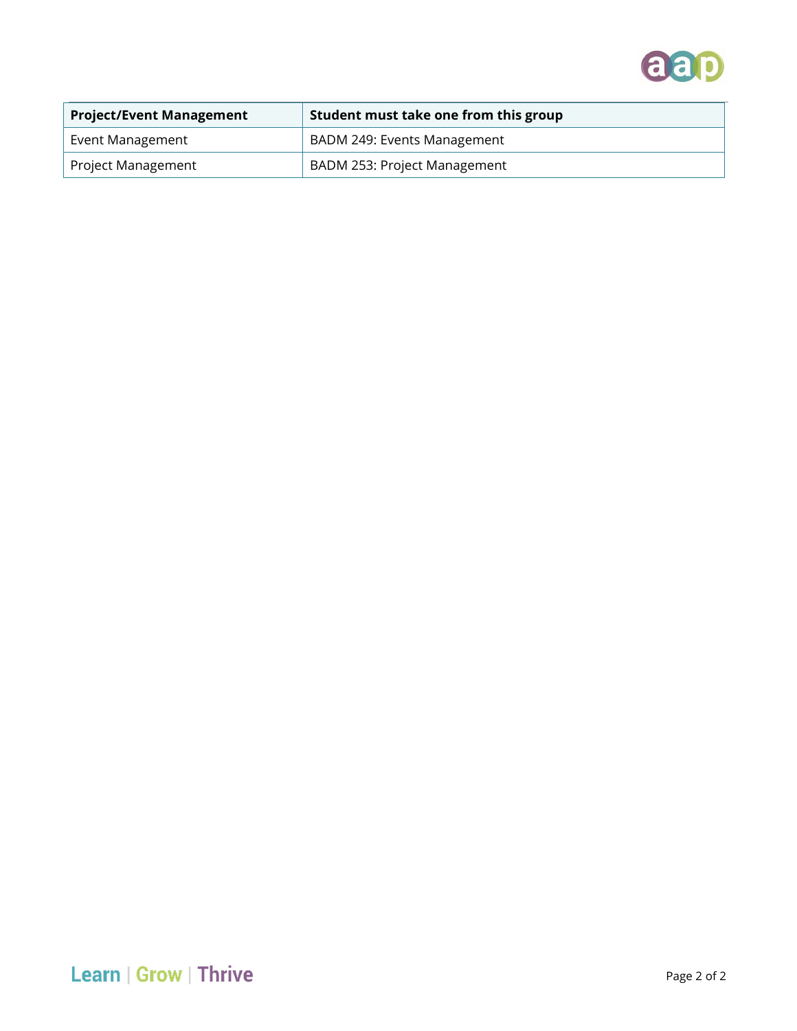| Project/Event Management | Student must take one from this group |
|---|---|
| Event Management | BADM 249: Events Management |
| Project Management | BADM 253: Project Management |